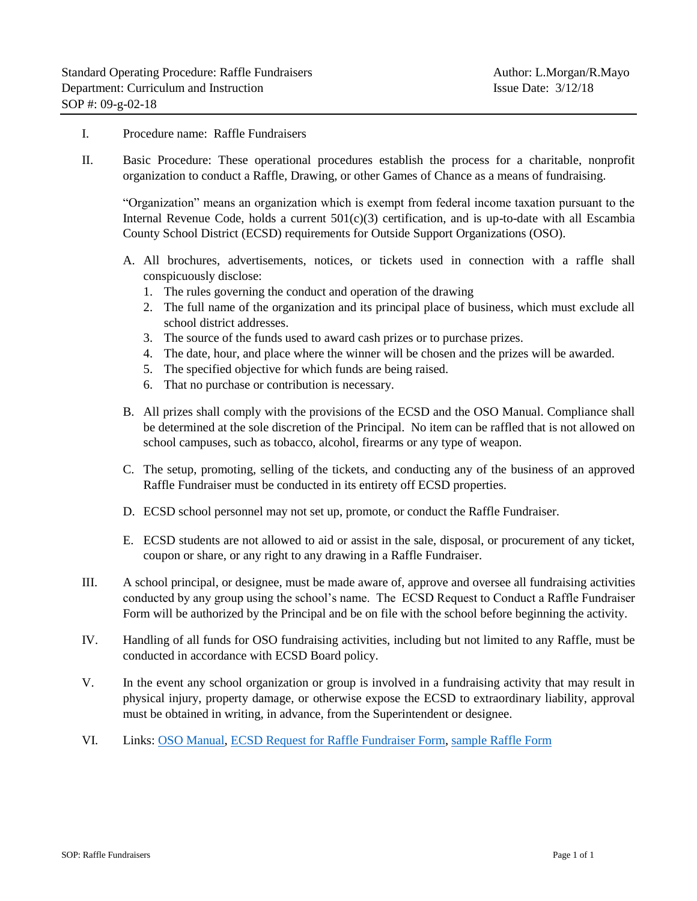Standard Operating Procedure: Raffle Fundraisers
Department: Curriculum and Instruction
SOP #: 09-g-02-18

Author: L.Morgan/R.Mayo
Issue Date: 3/12/18

I. Procedure name: Raffle Fundraisers

II. Basic Procedure: These operational procedures establish the process for a charitable, nonprofit organization to conduct a Raffle, Drawing, or other Games of Chance as a means of fundraising.

"Organization" means an organization which is exempt from federal income taxation pursuant to the Internal Revenue Code, holds a current 501(c)(3) certification, and is up-to-date with all Escambia County School District (ECSD) requirements for Outside Support Organizations (OSO).

A. All brochures, advertisements, notices, or tickets used in connection with a raffle shall conspicuously disclose:
   1. The rules governing the conduct and operation of the drawing
   2. The full name of the organization and its principal place of business, which must exclude all school district addresses.
   3. The source of the funds used to award cash prizes or to purchase prizes.
   4. The date, hour, and place where the winner will be chosen and the prizes will be awarded.
   5. The specified objective for which funds are being raised.
   6. That no purchase or contribution is necessary.

B. All prizes shall comply with the provisions of the ECSD and the OSO Manual. Compliance shall be determined at the sole discretion of the Principal. No item can be raffled that is not allowed on school campuses, such as tobacco, alcohol, firearms or any type of weapon.

C. The setup, promoting, selling of the tickets, and conducting any of the business of an approved Raffle Fundraiser must be conducted in its entirety off ECSD properties.

D. ECSD school personnel may not set up, promote, or conduct the Raffle Fundraiser.

E. ECSD students are not allowed to aid or assist in the sale, disposal, or procurement of any ticket, coupon or share, or any right to any drawing in a Raffle Fundraiser.

III. A school principal, or designee, must be made aware of, approve and oversee all fundraising activities conducted by any group using the school's name. The ECSD Request to Conduct a Raffle Fundraiser Form will be authorized by the Principal and be on file with the school before beginning the activity.

IV. Handling of all funds for OSO fundraising activities, including but not limited to any Raffle, must be conducted in accordance with ECSD Board policy.

V. In the event any school organization or group is involved in a fundraising activity that may result in physical injury, property damage, or otherwise expose the ECSD to extraordinary liability, approval must be obtained in writing, in advance, from the Superintendent or designee.

VI. Links: OSO Manual, ECSD Request for Raffle Fundraiser Form, sample Raffle Form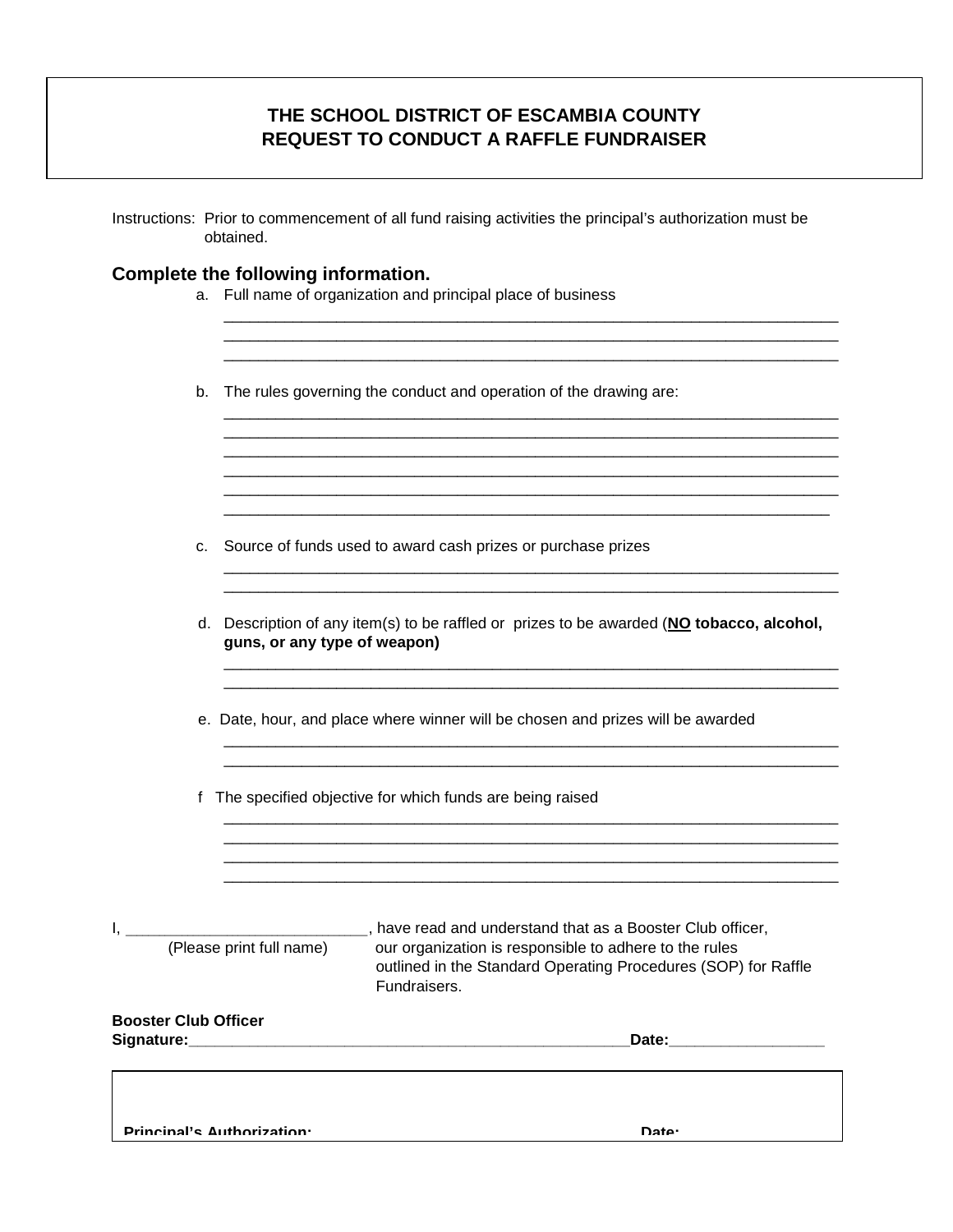# THE SCHOOL DISTRICT OF ESCAMBIA COUNTY
## REQUEST TO CONDUCT A RAFFLE FUNDRAISER

Instructions: Prior to commencement of all fund raising activities the principal's authorization must be obtained.

### Complete the following information.

a. Full name of organization and principal place of business

______________________________________________________________________

______________________________________________________________________

______________________________________________________________________

b. The rules governing the conduct and operation of the drawing are:

______________________________________________________________________

______________________________________________________________________

______________________________________________________________________

______________________________________________________________________

______________________________________________________________________

______________________________________________________________________

c. Source of funds used to award cash prizes or purchase prizes

______________________________________________________________________

______________________________________________________________________

d. Description of any item(s) to be raffled or prizes to be awarded (**<u>NO</u> tobacco, alcohol, guns, or any type of weapon)**

______________________________________________________________________

______________________________________________________________________

e. Date, hour, and place where winner will be chosen and prizes will be awarded

______________________________________________________________________

______________________________________________________________________

f The specified objective for which funds are being raised

______________________________________________________________________

______________________________________________________________________

______________________________________________________________________

______________________________________________________________________

I, ____________________________, have read and understand that as a Booster Club officer,
(Please print full name) our organization is responsible to adhere to the rules outlined in the Standard Operating Procedures (SOP) for Raffle Fundraisers.

**Booster Club Officer**
**Signature:**_____________________________________________________**Date:**__________________

**Principal's Authorization:** **Date:**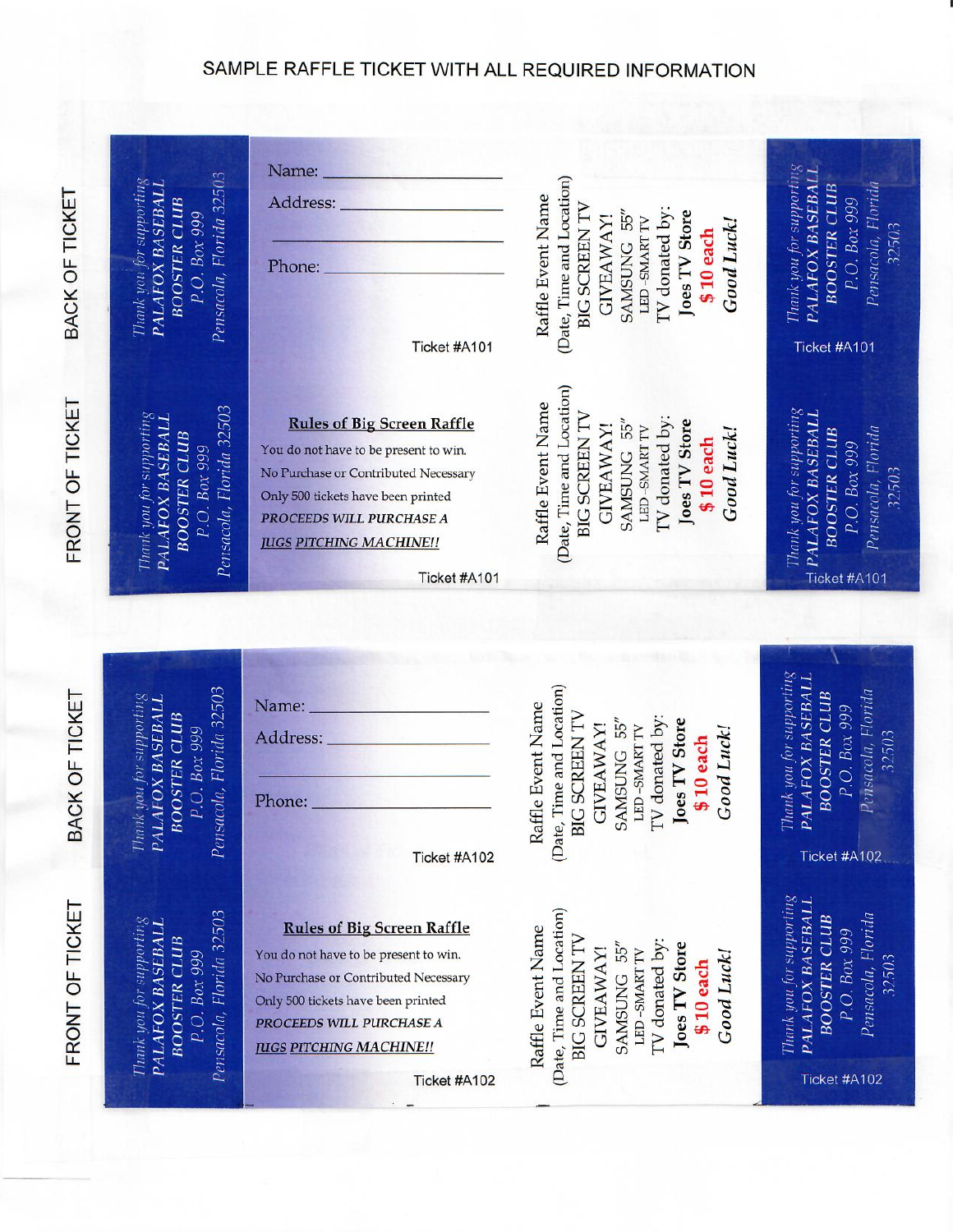# SAMPLE RAFFLE TICKET WITH ALL REQUIRED INFORMATION

## BACK OF TICKET

*Thank you for supporting*
*PALAFOX BASEBALL*
*BOOSTER CLUB*
*P.O. Box 999*
*Pensacola, Florida 32503*

Name: ____________________

Address: ____________________

____________________

Phone: ____________________

Ticket #A101

Raffle Event Name
(Date, Time and Location)
BIG SCREEN TV
GIVEAWAY!
SAMSUNG 55"
LED –SMART TV
TV donated by:
**Joes TV Store**
**$ 10 each**
***Good Luck!***

*Thank you for supporting*
*PALAFOX BASEBALL*
*BOOSTER CLUB*
*P.O. Box 999*
*Pensacola, Florida*
*32503*

Ticket #A101

## FRONT OF TICKET

*Thank you for supporting*
*PALAFOX BASEBALL*
*BOOSTER CLUB*
*P.O. Box 999*
*Pensacola, Florida 32503*

**Rules of Big Screen Raffle**

You do not have to be present to win.
No Purchase or Contributed Necessary
Only 500 tickets have been printed
***PROCEEDS WILL PURCHASE A***
***JUGS PITCHING MACHINE!!***

Ticket #A101

Raffle Event Name
(Date, Time and Location)
BIG SCREEN TV
GIVEAWAY!
SAMSUNG 55"
LED –SMART TV
TV donated by:
**Joes TV Store**
**$ 10 each**
***Good Luck!***

*Thank you for supporting*
*PALAFOX BASEBALL*
*BOOSTER CLUB*
*P.O. Box 999*
*Pensacola, Florida*
*32503*

Ticket #A101

## BACK OF TICKET

*Thank you for supporting*
*PALAFOX BASEBALL*
*BOOSTER CLUB*
*P.O. Box 999*
*Pensacola, Florida 32503*

Name: ____________________

Address: ____________________

____________________

Phone: ____________________

Ticket #A102

Raffle Event Name
(Date, Time and Location)
BIG SCREEN TV
GIVEAWAY!
SAMSUNG 55"
LED –SMART TV
TV donated by:
**Joes TV Store**
**$ 10 each**
***Good Luck!***

*Thank you for supporting*
*PALAFOX BASEBALL*
*BOOSTER CLUB*
*P.O. Box 999*
*Pensacola, Florida*
*32503*

Ticket #A102

## FRONT OF TICKET

*Thank you for supporting*
*PALAFOX BASEBALL*
*BOOSTER CLUB*
*P.O. Box 999*
*Pensacola, Florida 32503*

**Rules of Big Screen Raffle**

You do not have to be present to win.
No Purchase or Contributed Necessary
Only 500 tickets have been printed
***PROCEEDS WILL PURCHASE A***
***JUGS PITCHING MACHINE!!***

Ticket #A102

Raffle Event Name
(Date, Time and Location)
BIG SCREEN TV
GIVEAWAY!
SAMSUNG 55"
LED –SMART TV
TV donated by:
**Joes TV Store**
**$ 10 each**
***Good Luck!***

*Thank you for supporting*
*PALAFOX BASEBALL*
*BOOSTER CLUB*
*P.O. Box 999*
*Pensacola, Florida*
*32503*

Ticket #A102